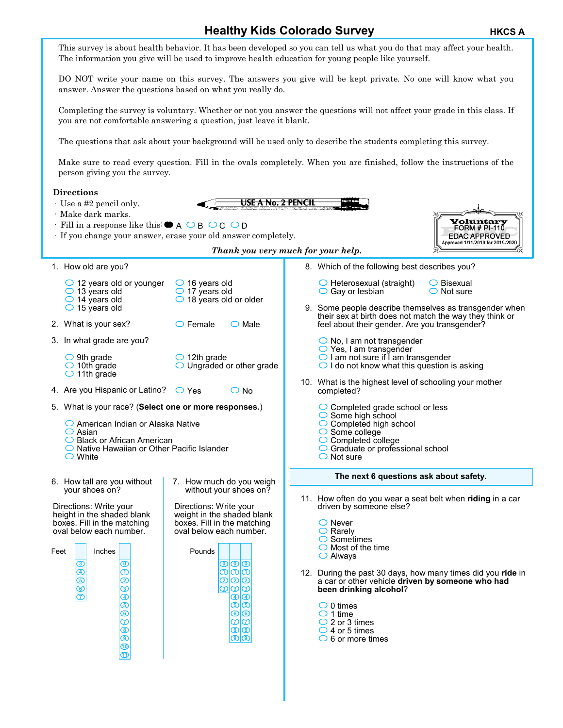# Healthy Kids Colorado Survey

HKCS A

This survey is about health behavior. It has been developed so you can tell us what you do that may affect your health. The information you give will be used to improve health education for young people like yourself.

DO NOT write your name on this survey. The answers you give will be kept private. No one will know what you answer. Answer the questions based on what you really do.

Completing the survey is voluntary. Whether or not you answer the questions will not affect your grade in this class. If you are not comfortable answering a question, just leave it blank.

The questions that ask about your background will be used only to describe the students completing this survey.

Make sure to read every question. Fill in the ovals completely. When you are finished, follow the instructions of the person giving you the survey.

**Directions**

- Use a #2 pencil only.
- Make dark marks.
- Fill in a response like this: ● A ◯ B ◯ C ◯ D
- If you change your answer, erase your old answer completely.

USE A No. 2 PENCIL

Voluntary FORM # PI-110 EDAC APPROVED Approved 1/11/2019 for 2019-2020

***Thank you very much for your help.***

1. How old are you?
   - ◯ 12 years old or younger
   - ◯ 13 years old
   - ◯ 14 years old
   - ◯ 15 years old
   - ◯ 16 years old
   - ◯ 17 years old
   - ◯ 18 years old or older

2. What is your sex? ◯ Female ◯ Male

3. In what grade are you?
   - ◯ 9th grade
   - ◯ 10th grade
   - ◯ 11th grade
   - ◯ 12th grade
   - ◯ Ungraded or other grade

4. Are you Hispanic or Latino? ◯ Yes ◯ No

5. What is your race? (**Select one or more responses.**)
   - ◯ American Indian or Alaska Native
   - ◯ Asian
   - ◯ Black or African American
   - ◯ Native Hawaiian or Other Pacific Islander
   - ◯ White

6. How tall are you without your shoes on?

   Directions: Write your height in the shaded blank boxes. Fill in the matching oval below each number.

   Feet: ③ ④ ⑤ ⑥ ⑦

   Inches: ⓪ ① ② ③ ④ ⑤ ⑥ ⑦ ⑧ ⑨ ⑩ ⑪

7. How much do you weigh without your shoes on?

   Directions: Write your weight in the shaded blank boxes. Fill in the matching oval below each number.

   Pounds:
   - First digit: ⓪ ① ② ③
   - Second digit: ⓪ ① ② ③ ④ ⑤ ⑥ ⑦ ⑧ ⑨
   - Third digit: ⓪ ① ② ③ ④ ⑤ ⑥ ⑦ ⑧ ⑨

8. Which of the following best describes you?
   - ◯ Heterosexual (straight)
   - ◯ Gay or lesbian
   - ◯ Bisexual
   - ◯ Not sure

9. Some people describe themselves as transgender when their sex at birth does not match the way they think or feel about their gender. Are you transgender?
   - ◯ No, I am not transgender
   - ◯ Yes, I am transgender
   - ◯ I am not sure if I am transgender
   - ◯ I do not know what this question is asking

10. What is the highest level of schooling your mother completed?
    - ◯ Completed grade school or less
    - ◯ Some high school
    - ◯ Completed high school
    - ◯ Some college
    - ◯ Completed college
    - ◯ Graduate or professional school
    - ◯ Not sure

**The next 6 questions ask about safety.**

11. How often do you wear a seat belt when **riding** in a car driven by someone else?
    - ◯ Never
    - ◯ Rarely
    - ◯ Sometimes
    - ◯ Most of the time
    - ◯ Always

12. During the past 30 days, how many times did you **ride** in a car or other vehicle **driven by someone who had been drinking alcohol**?
    - ◯ 0 times
    - ◯ 1 time
    - ◯ 2 or 3 times
    - ◯ 4 or 5 times
    - ◯ 6 or more times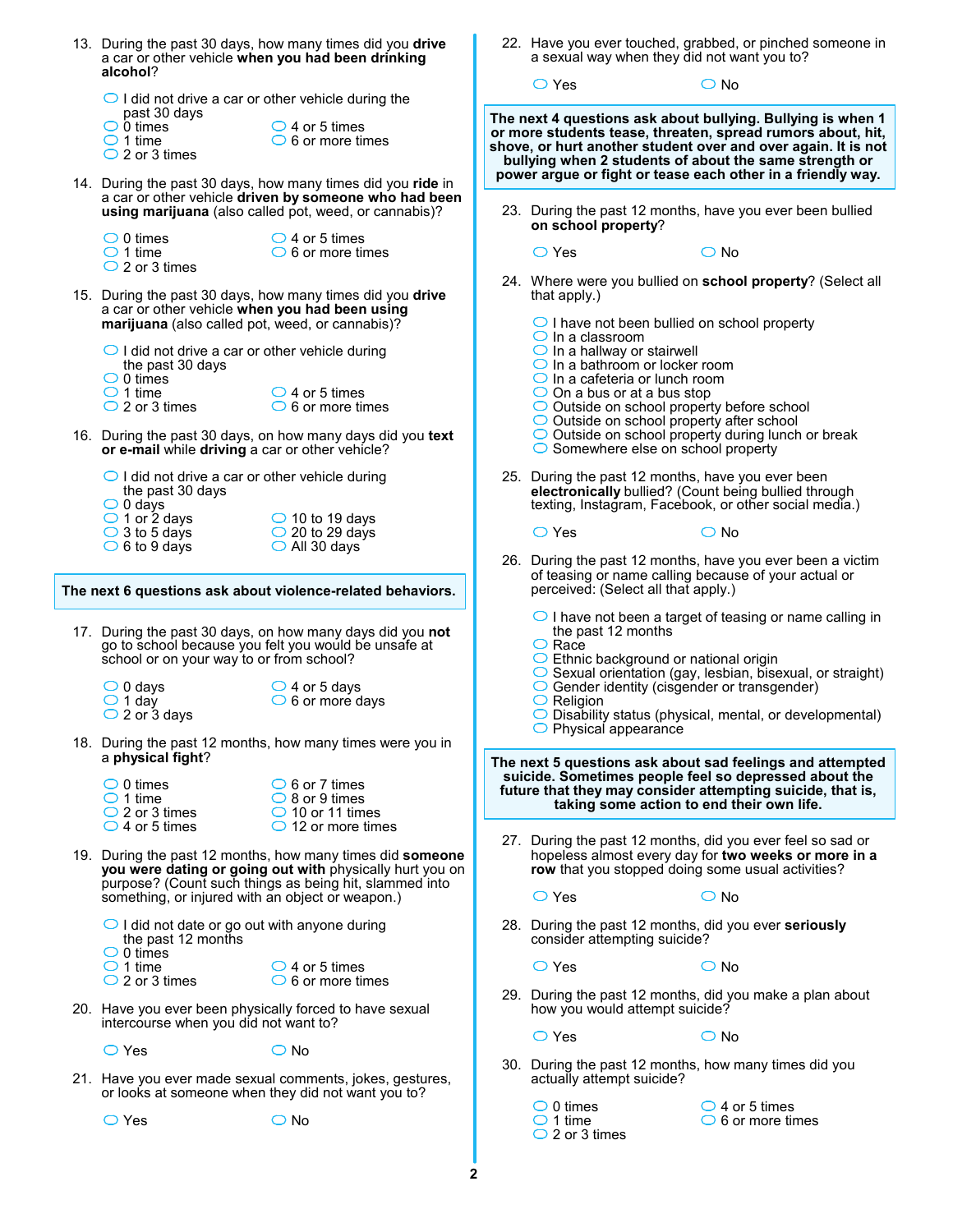13. During the past 30 days, how many times did you **drive** a car or other vehicle **when you had been drinking alcohol**?

- I did not drive a car or other vehicle during the past 30 days
- 0 times
- 1 time
- 2 or 3 times
- 4 or 5 times
- 6 or more times

14. During the past 30 days, how many times did you **ride** in a car or other vehicle **driven by someone who had been using marijuana** (also called pot, weed, or cannabis)?

- 0 times
- 1 time
- 2 or 3 times
- 4 or 5 times
- 6 or more times

15. During the past 30 days, how many times did you **drive** a car or other vehicle **when you had been using marijuana** (also called pot, weed, or cannabis)?

- I did not drive a car or other vehicle during the past 30 days
- 0 times
- 1 time
- 2 or 3 times
- 4 or 5 times
- 6 or more times

16. During the past 30 days, on how many days did you **text or e-mail** while **driving** a car or other vehicle?

- I did not drive a car or other vehicle during the past 30 days
- 0 days
- 1 or 2 days
- 3 to 5 days
- 6 to 9 days
- 10 to 19 days
- 20 to 29 days
- All 30 days

**The next 6 questions ask about violence-related behaviors.**

17. During the past 30 days, on how many days did you **not** go to school because you felt you would be unsafe at school or on your way to or from school?

- 0 days
- 1 day
- 2 or 3 days
- 4 or 5 days
- 6 or more days

18. During the past 12 months, how many times were you in a **physical fight**?

- 0 times
- 1 time
- 2 or 3 times
- 4 or 5 times
- 6 or 7 times
- 8 or 9 times
- 10 or 11 times
- 12 or more times

19. During the past 12 months, how many times did **someone you were dating or going out with** physically hurt you on purpose? (Count such things as being hit, slammed into something, or injured with an object or weapon.)

- I did not date or go out with anyone during the past 12 months
- 0 times
- 1 time
- 2 or 3 times
- 4 or 5 times
- 6 or more times

20. Have you ever been physically forced to have sexual intercourse when you did not want to?

- Yes
- No

21. Have you ever made sexual comments, jokes, gestures, or looks at someone when they did not want you to?

- Yes
- No

22. Have you ever touched, grabbed, or pinched someone in a sexual way when they did not want you to?

- Yes
- No

**The next 4 questions ask about bullying. Bullying is when 1 or more students tease, threaten, spread rumors about, hit, shove, or hurt another student over and over again. It is not bullying when 2 students of about the same strength or power argue or fight or tease each other in a friendly way.**

23. During the past 12 months, have you ever been bullied **on school property**?

- Yes
- No

24. Where were you bullied on **school property**? (Select all that apply.)

- I have not been bullied on school property
- In a classroom
- In a hallway or stairwell
- In a bathroom or locker room
- In a cafeteria or lunch room
- On a bus or at a bus stop
- Outside on school property before school
- Outside on school property after school
- Outside on school property during lunch or break
- Somewhere else on school property

25. During the past 12 months, have you ever been **electronically** bullied? (Count being bullied through texting, Instagram, Facebook, or other social media.)

- Yes
- No

26. During the past 12 months, have you ever been a victim of teasing or name calling because of your actual or perceived: (Select all that apply.)

- I have not been a target of teasing or name calling in the past 12 months
- Race
- Ethnic background or national origin
- Sexual orientation (gay, lesbian, bisexual, or straight)
- Gender identity (cisgender or transgender)
- Religion
- Disability status (physical, mental, or developmental)
- Physical appearance

**The next 5 questions ask about sad feelings and attempted suicide. Sometimes people feel so depressed about the future that they may consider attempting suicide, that is, taking some action to end their own life.**

27. During the past 12 months, did you ever feel so sad or hopeless almost every day for **two weeks or more in a row** that you stopped doing some usual activities?

- Yes
- No

28. During the past 12 months, did you ever **seriously** consider attempting suicide?

- Yes
- No

29. During the past 12 months, did you make a plan about how you would attempt suicide?

- Yes
- No

30. During the past 12 months, how many times did you actually attempt suicide?

- 0 times
- 1 time
- 2 or 3 times
- 4 or 5 times
- 6 or more times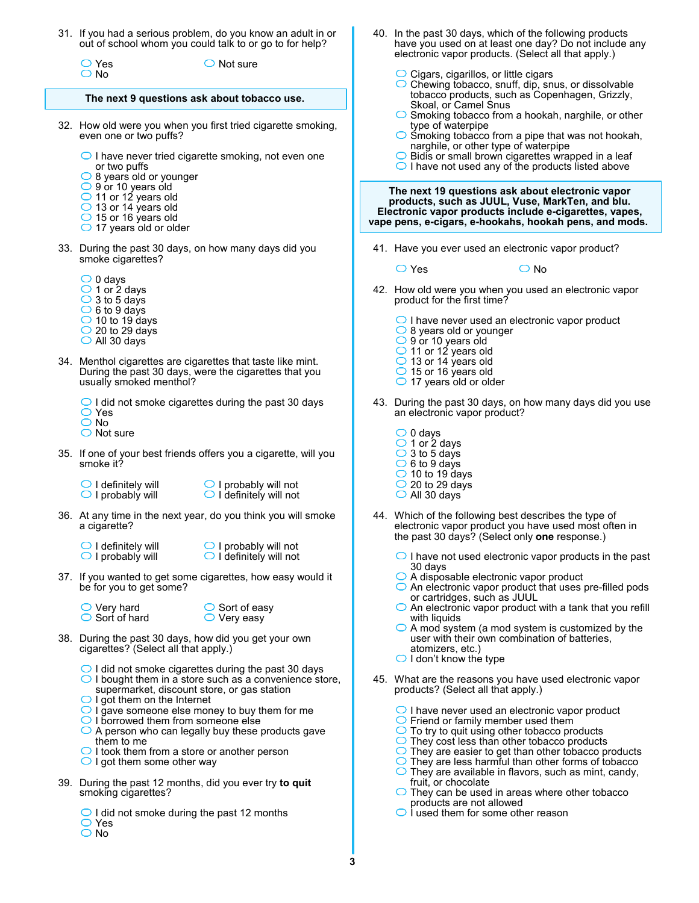31. If you had a serious problem, do you know an adult in or out of school whom you could talk to or go to for help?

- Yes
- No
- Not sure

**The next 9 questions ask about tobacco use.**

32. How old were you when you first tried cigarette smoking, even one or two puffs?

- I have never tried cigarette smoking, not even one or two puffs
- 8 years old or younger
- 9 or 10 years old
- 11 or 12 years old
- 13 or 14 years old
- 15 or 16 years old
- 17 years old or older

33. During the past 30 days, on how many days did you smoke cigarettes?

- 0 days
- 1 or 2 days
- 3 to 5 days
- 6 to 9 days
- 10 to 19 days
- 20 to 29 days
- All 30 days

34. Menthol cigarettes are cigarettes that taste like mint. During the past 30 days, were the cigarettes that you usually smoked menthol?

- I did not smoke cigarettes during the past 30 days
- Yes
- No
- Not sure

35. If one of your best friends offers you a cigarette, will you smoke it?

- I definitely will
- I probably will
- I probably will not
- I definitely will not

36. At any time in the next year, do you think you will smoke a cigarette?

- I definitely will
- I probably will
- I probably will not
- I definitely will not

37. If you wanted to get some cigarettes, how easy would it be for you to get some?

- Very hard
- Sort of hard
- Sort of easy
- Very easy

38. During the past 30 days, how did you get your own cigarettes? (Select all that apply.)

- I did not smoke cigarettes during the past 30 days
- I bought them in a store such as a convenience store, supermarket, discount store, or gas station
- I got them on the Internet
- I gave someone else money to buy them for me
- I borrowed them from someone else
- A person who can legally buy these products gave them to me
- I took them from a store or another person
- I got them some other way

39. During the past 12 months, did you ever try **to quit** smoking cigarettes?

- I did not smoke during the past 12 months
- Yes
- No

40. In the past 30 days, which of the following products have you used on at least one day? Do not include any electronic vapor products. (Select all that apply.)

- Cigars, cigarillos, or little cigars
- Chewing tobacco, snuff, dip, snus, or dissolvable tobacco products, such as Copenhagen, Grizzly, Skoal, or Camel Snus
- Smoking tobacco from a hookah, narghile, or other type of waterpipe
- Smoking tobacco from a pipe that was not hookah, narghile, or other type of waterpipe
- Bidis or small brown cigarettes wrapped in a leaf
- I have not used any of the products listed above

**The next 19 questions ask about electronic vapor products, such as JUUL, Vuse, MarkTen, and blu. Electronic vapor products include e-cigarettes, vapes, vape pens, e-cigars, e-hookahs, hookah pens, and mods.**

41. Have you ever used an electronic vapor product?

- Yes
- No

42. How old were you when you used an electronic vapor product for the first time?

- I have never used an electronic vapor product
- 8 years old or younger
- 9 or 10 years old
- 11 or 12 years old
- 13 or 14 years old
- 15 or 16 years old
- 17 years old or older

43. During the past 30 days, on how many days did you use an electronic vapor product?

- 0 days
- 1 or 2 days
- 3 to 5 days
- 6 to 9 days
- 10 to 19 days
- 20 to 29 days
- All 30 days

44. Which of the following best describes the type of electronic vapor product you have used most often in the past 30 days? (Select only **one** response.)

- I have not used electronic vapor products in the past 30 days
- A disposable electronic vapor product
- An electronic vapor product that uses pre-filled pods or cartridges, such as JUUL
- An electronic vapor product with a tank that you refill with liquids
- A mod system (a mod system is customized by the user with their own combination of batteries, atomizers, etc.)
- I don't know the type

45. What are the reasons you have used electronic vapor products? (Select all that apply.)

- I have never used an electronic vapor product
- Friend or family member used them
- To try to quit using other tobacco products
- They cost less than other tobacco products
- They are easier to get than other tobacco products
- They are less harmful than other forms of tobacco
- They are available in flavors, such as mint, candy, fruit, or chocolate
- They can be used in areas where other tobacco products are not allowed
- I used them for some other reason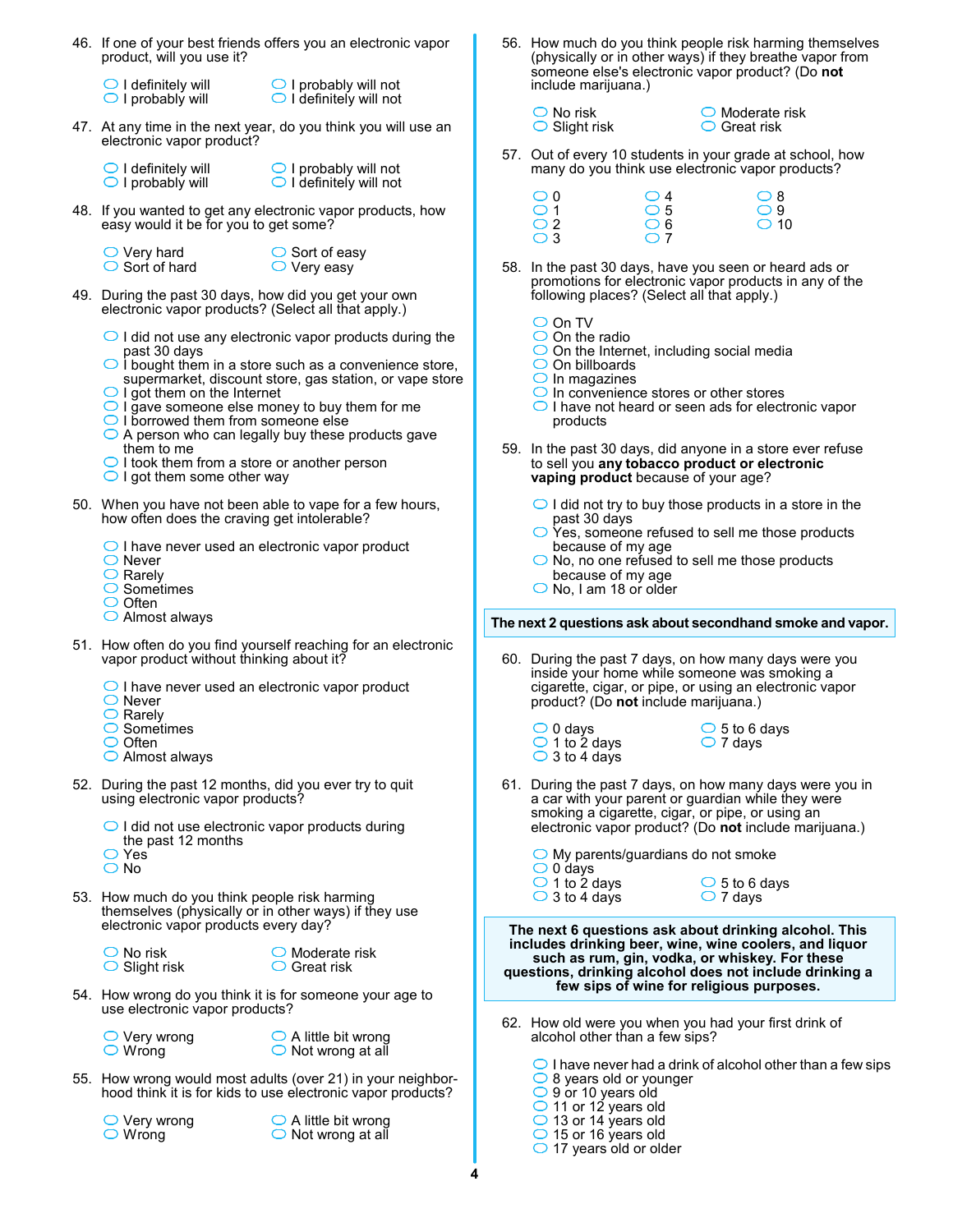46. If one of your best friends offers you an electronic vapor product, will you use it?

- I definitely will
- I probably will
- I probably will not
- I definitely will not

47. At any time in the next year, do you think you will use an electronic vapor product?

- I definitely will
- I probably will
- I probably will not
- I definitely will not

48. If you wanted to get any electronic vapor products, how easy would it be for you to get some?

- Very hard
- Sort of hard
- Sort of easy
- Very easy

49. During the past 30 days, how did you get your own electronic vapor products? (Select all that apply.)

- I did not use any electronic vapor products during the past 30 days
- I bought them in a store such as a convenience store, supermarket, discount store, gas station, or vape store
- I got them on the Internet
- I gave someone else money to buy them for me
- I borrowed them from someone else
- A person who can legally buy these products gave them to me
- I took them from a store or another person
- I got them some other way

50. When you have not been able to vape for a few hours, how often does the craving get intolerable?

- I have never used an electronic vapor product
- Never
- Rarely
- Sometimes
- Often
- Almost always

51. How often do you find yourself reaching for an electronic vapor product without thinking about it?

- I have never used an electronic vapor product
- Never
- Rarely
- Sometimes
- Often
- Almost always

52. During the past 12 months, did you ever try to quit using electronic vapor products?

- I did not use electronic vapor products during the past 12 months
- Yes
- No

53. How much do you think people risk harming themselves (physically or in other ways) if they use electronic vapor products every day?

- No risk
- Slight risk
- Moderate risk
- Great risk

54. How wrong do you think it is for someone your age to use electronic vapor products?

- Very wrong
- Wrong
- A little bit wrong
- Not wrong at all

55. How wrong would most adults (over 21) in your neighborhood think it is for kids to use electronic vapor products?

- Very wrong
- Wrong
- A little bit wrong
- Not wrong at all

56. How much do you think people risk harming themselves (physically or in other ways) if they breathe vapor from someone else's electronic vapor product? (Do **not** include marijuana.)

- No risk
- Slight risk
- Moderate risk
- Great risk

57. Out of every 10 students in your grade at school, how many do you think use electronic vapor products?

- 0
- 1
- 2
- 3
- 4
- 5
- 6
- 7
- 8
- 9
- 10

58. In the past 30 days, have you seen or heard ads or promotions for electronic vapor products in any of the following places? (Select all that apply.)

- On TV
- On the radio
- On the Internet, including social media
- On billboards
- In magazines
- In convenience stores or other stores
- I have not heard or seen ads for electronic vapor products

59. In the past 30 days, did anyone in a store ever refuse to sell you **any tobacco product or electronic vaping product** because of your age?

- I did not try to buy those products in a store in the past 30 days
- Yes, someone refused to sell me those products because of my age
- No, no one refused to sell me those products because of my age
- No, I am 18 or older

**The next 2 questions ask about secondhand smoke and vapor.**

60. During the past 7 days, on how many days were you inside your home while someone was smoking a cigarette, cigar, or pipe, or using an electronic vapor product? (Do **not** include marijuana.)

- 0 days
- 1 to 2 days
- 3 to 4 days
- 5 to 6 days
- 7 days

61. During the past 7 days, on how many days were you in a car with your parent or guardian while they were smoking a cigarette, cigar, or pipe, or using an electronic vapor product? (Do **not** include marijuana.)

- My parents/guardians do not smoke
- 0 days
- 1 to 2 days
- 3 to 4 days
- 5 to 6 days
- 7 days

**The next 6 questions ask about drinking alcohol. This includes drinking beer, wine, wine coolers, and liquor such as rum, gin, vodka, or whiskey. For these questions, drinking alcohol does not include drinking a few sips of wine for religious purposes.**

62. How old were you when you had your first drink of alcohol other than a few sips?

- I have never had a drink of alcohol other than a few sips
- 8 years old or younger
- 9 or 10 years old
- 11 or 12 years old
- 13 or 14 years old
- 15 or 16 years old
- 17 years old or older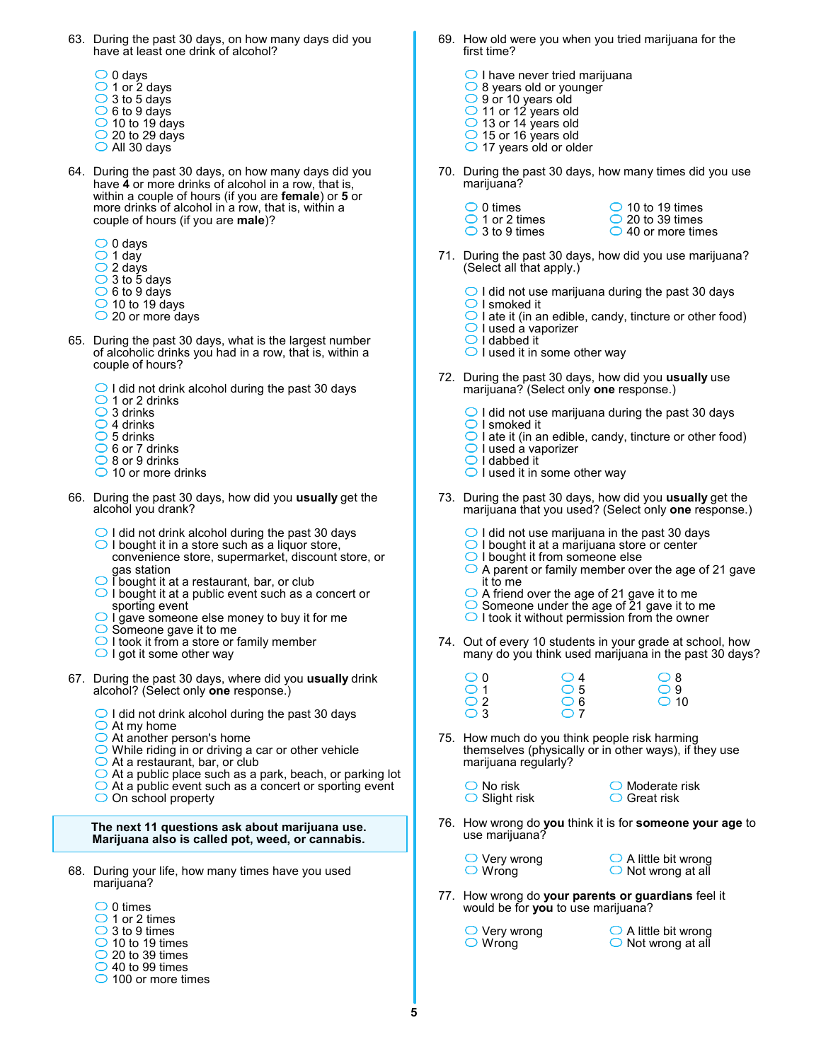63. During the past 30 days, on how many days did you have at least one drink of alcohol?

- 0 days
- 1 or 2 days
- 3 to 5 days
- 6 to 9 days
- 10 to 19 days
- 20 to 29 days
- All 30 days

64. During the past 30 days, on how many days did you have **4** or more drinks of alcohol in a row, that is, within a couple of hours (if you are **female**) or **5** or more drinks of alcohol in a row, that is, within a couple of hours (if you are **male**)?

- 0 days
- 1 day
- 2 days
- 3 to 5 days
- 6 to 9 days
- 10 to 19 days
- 20 or more days

65. During the past 30 days, what is the largest number of alcoholic drinks you had in a row, that is, within a couple of hours?

- I did not drink alcohol during the past 30 days
- 1 or 2 drinks
- 3 drinks
- 4 drinks
- 5 drinks
- 6 or 7 drinks
- 8 or 9 drinks
- 10 or more drinks

66. During the past 30 days, how did you **usually** get the alcohol you drank?

- I did not drink alcohol during the past 30 days
- I bought it in a store such as a liquor store, convenience store, supermarket, discount store, or gas station
- I bought it at a restaurant, bar, or club
- I bought it at a public event such as a concert or sporting event
- I gave someone else money to buy it for me
- Someone gave it to me
- I took it from a store or family member
- I got it some other way

67. During the past 30 days, where did you **usually** drink alcohol? (Select only **one** response.)

- I did not drink alcohol during the past 30 days
- At my home
- At another person's home
- While riding in or driving a car or other vehicle
- At a restaurant, bar, or club
- At a public place such as a park, beach, or parking lot
- At a public event such as a concert or sporting event
- On school property

**The next 11 questions ask about marijuana use. Marijuana also is called pot, weed, or cannabis.**

68. During your life, how many times have you used marijuana?

- 0 times
- 1 or 2 times
- 3 to 9 times
- 10 to 19 times
- 20 to 39 times
- 40 to 99 times
- 100 or more times

69. How old were you when you tried marijuana for the first time?

- I have never tried marijuana
- 8 years old or younger
- 9 or 10 years old
- 11 or 12 years old
- 13 or 14 years old
- 15 or 16 years old
- 17 years old or older

70. During the past 30 days, how many times did you use marijuana?

- 0 times
- 1 or 2 times
- 3 to 9 times
- 10 to 19 times
- 20 to 39 times
- 40 or more times

71. During the past 30 days, how did you use marijuana? (Select all that apply.)

- I did not use marijuana during the past 30 days
- I smoked it
- I ate it (in an edible, candy, tincture or other food)
- I used a vaporizer
- I dabbed it
- I used it in some other way

72. During the past 30 days, how did you **usually** use marijuana? (Select only **one** response.)

- I did not use marijuana during the past 30 days
- I smoked it
- I ate it (in an edible, candy, tincture or other food)
- I used a vaporizer
- I dabbed it
- I used it in some other way

73. During the past 30 days, how did you **usually** get the marijuana that you used? (Select only **one** response.)

- I did not use marijuana in the past 30 days
- I bought it at a marijuana store or center
- I bought it from someone else
- A parent or family member over the age of 21 gave it to me
- A friend over the age of 21 gave it to me
- Someone under the age of 21 gave it to me
- I took it without permission from the owner

74. Out of every 10 students in your grade at school, how many do you think used marijuana in the past 30 days?

- 0
- 1
- 2
- 3
- 4
- 5
- 6
- 7
- 8
- 9
- 10

75. How much do you think people risk harming themselves (physically or in other ways), if they use marijuana regularly?

- No risk
- Slight risk
- Moderate risk
- Great risk

76. How wrong do **you** think it is for **someone your age** to use marijuana?

- Very wrong
- Wrong
- A little bit wrong
- Not wrong at all

77. How wrong do **your parents or guardians** feel it would be for **you** to use marijuana?

- Very wrong
- Wrong
- A little bit wrong
- Not wrong at all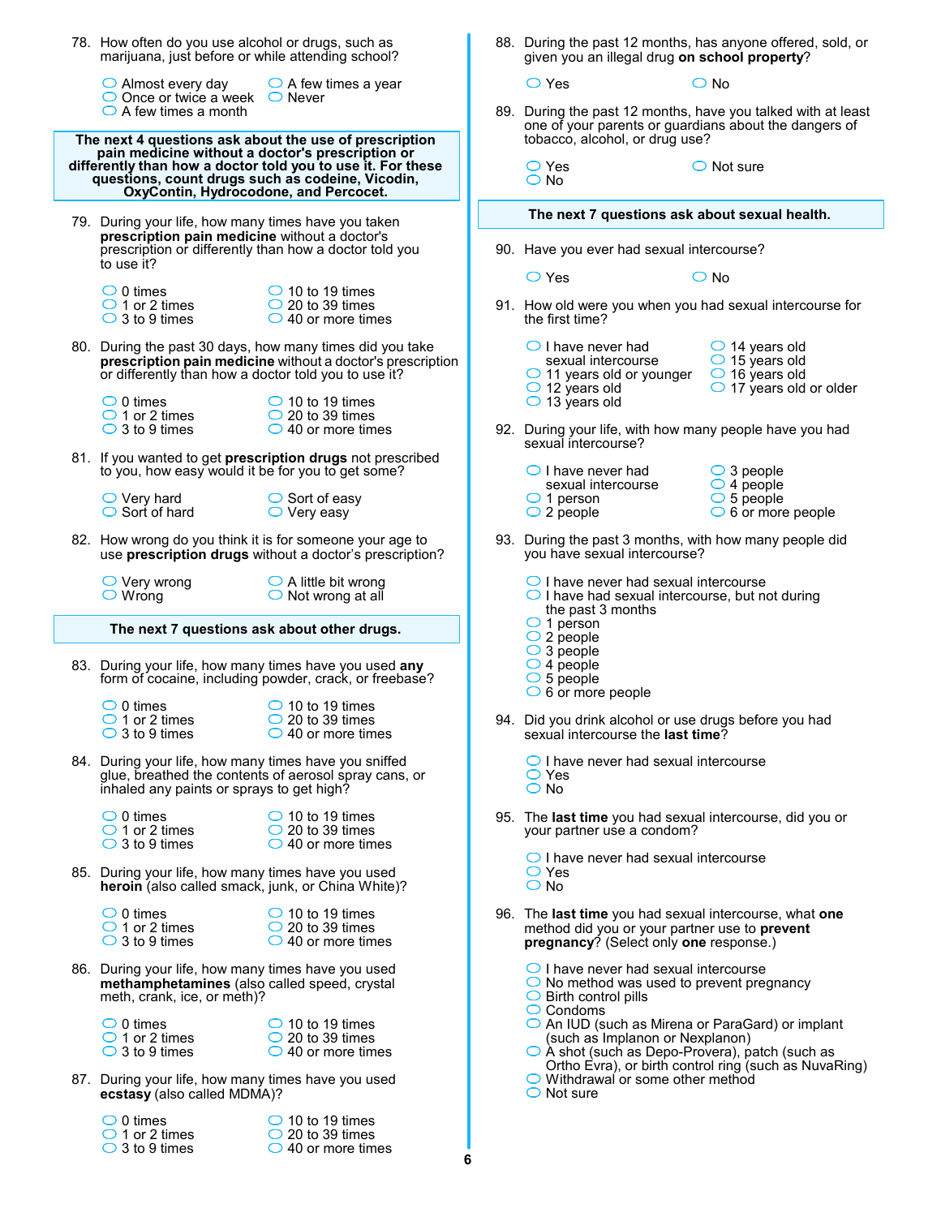78. How often do you use alcohol or drugs, such as marijuana, just before or while attending school?

- Almost every day
- Once or twice a week
- A few times a month
- A few times a year
- Never

**The next 4 questions ask about the use of prescription pain medicine without a doctor's prescription or differently than how a doctor told you to use it. For these questions, count drugs such as codeine, Vicodin, OxyContin, Hydrocodone, and Percocet.**

79. During your life, how many times have you taken **prescription pain medicine** without a doctor's prescription or differently than how a doctor told you to use it?

- 0 times
- 1 or 2 times
- 3 to 9 times
- 10 to 19 times
- 20 to 39 times
- 40 or more times

80. During the past 30 days, how many times did you take **prescription pain medicine** without a doctor's prescription or differently than how a doctor told you to use it?

- 0 times
- 1 or 2 times
- 3 to 9 times
- 10 to 19 times
- 20 to 39 times
- 40 or more times

81. If you wanted to get **prescription drugs** not prescribed to you, how easy would it be for you to get some?

- Very hard
- Sort of hard
- Sort of easy
- Very easy

82. How wrong do you think it is for someone your age to use **prescription drugs** without a doctor's prescription?

- Very wrong
- Wrong
- A little bit wrong
- Not wrong at all

**The next 7 questions ask about other drugs.**

83. During your life, how many times have you used **any** form of cocaine, including powder, crack, or freebase?

- 0 times
- 1 or 2 times
- 3 to 9 times
- 10 to 19 times
- 20 to 39 times
- 40 or more times

84. During your life, how many times have you sniffed glue, breathed the contents of aerosol spray cans, or inhaled any paints or sprays to get high?

- 0 times
- 1 or 2 times
- 3 to 9 times
- 10 to 19 times
- 20 to 39 times
- 40 or more times

85. During your life, how many times have you used **heroin** (also called smack, junk, or China White)?

- 0 times
- 1 or 2 times
- 3 to 9 times
- 10 to 19 times
- 20 to 39 times
- 40 or more times

86. During your life, how many times have you used **methamphetamines** (also called speed, crystal meth, crank, ice, or meth)?

- 0 times
- 1 or 2 times
- 3 to 9 times
- 10 to 19 times
- 20 to 39 times
- 40 or more times

87. During your life, how many times have you used **ecstasy** (also called MDMA)?

- 0 times
- 1 or 2 times
- 3 to 9 times
- 10 to 19 times
- 20 to 39 times
- 40 or more times

88. During the past 12 months, has anyone offered, sold, or given you an illegal drug **on school property**?

- Yes
- No

89. During the past 12 months, have you talked with at least one of your parents or guardians about the dangers of tobacco, alcohol, or drug use?

- Yes
- No
- Not sure

**The next 7 questions ask about sexual health.**

90. Have you ever had sexual intercourse?

- Yes
- No

91. How old were you when you had sexual intercourse for the first time?

- I have never had sexual intercourse
- 11 years old or younger
- 12 years old
- 13 years old
- 14 years old
- 15 years old
- 16 years old
- 17 years old or older

92. During your life, with how many people have you had sexual intercourse?

- I have never had sexual intercourse
- 1 person
- 2 people
- 3 people
- 4 people
- 5 people
- 6 or more people

93. During the past 3 months, with how many people did you have sexual intercourse?

- I have never had sexual intercourse
- I have had sexual intercourse, but not during the past 3 months
- 1 person
- 2 people
- 3 people
- 4 people
- 5 people
- 6 or more people

94. Did you drink alcohol or use drugs before you had sexual intercourse the **last time**?

- I have never had sexual intercourse
- Yes
- No

95. The **last time** you had sexual intercourse, did you or your partner use a condom?

- I have never had sexual intercourse
- Yes
- No

96. The **last time** you had sexual intercourse, what **one** method did you or your partner use to **prevent pregnancy**? (Select only **one** response.)

- I have never had sexual intercourse
- No method was used to prevent pregnancy
- Birth control pills
- Condoms
- An IUD (such as Mirena or ParaGard) or implant (such as Implanon or Nexplanon)
- A shot (such as Depo-Provera), patch (such as Ortho Evra), or birth control ring (such as NuvaRing)
- Withdrawal or some other method
- Not sure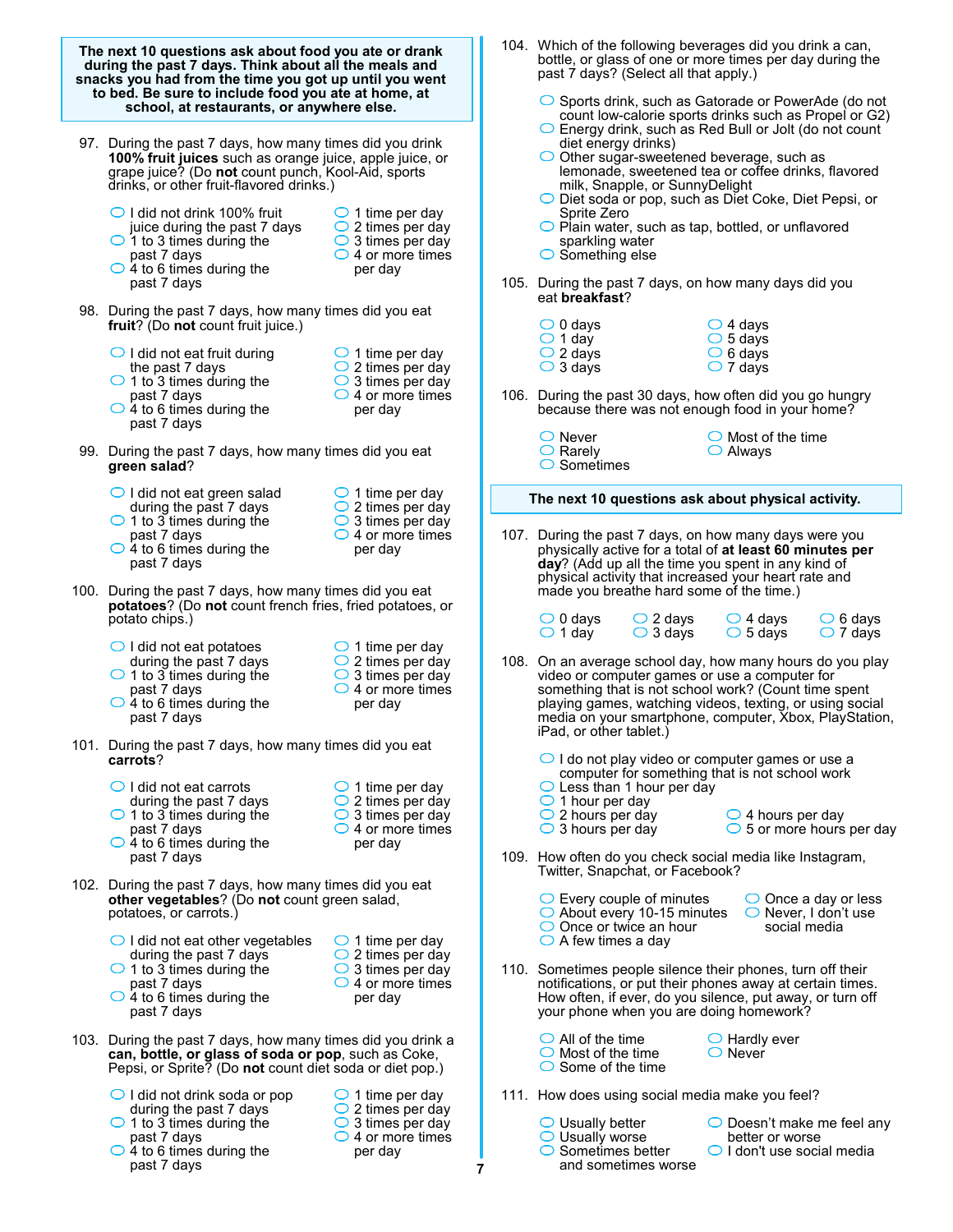**The next 10 questions ask about food you ate or drank during the past 7 days. Think about all the meals and snacks you had from the time you got up until you went to bed. Be sure to include food you ate at home, at school, at restaurants, or anywhere else.**

97. During the past 7 days, how many times did you drink **100% fruit juices** such as orange juice, apple juice, or grape juice? (Do **not** count punch, Kool-Aid, sports drinks, or other fruit-flavored drinks.)

- I did not drink 100% fruit juice during the past 7 days
- 1 to 3 times during the past 7 days
- 4 to 6 times during the past 7 days
- 1 time per day
- 2 times per day
- 3 times per day
- 4 or more times per day

98. During the past 7 days, how many times did you eat **fruit**? (Do **not** count fruit juice.)

- I did not eat fruit during the past 7 days
- 1 to 3 times during the past 7 days
- 4 to 6 times during the past 7 days
- 1 time per day
- 2 times per day
- 3 times per day
- 4 or more times per day

99. During the past 7 days, how many times did you eat **green salad**?

- I did not eat green salad during the past 7 days
- 1 to 3 times during the past 7 days
- 4 to 6 times during the past 7 days
- 1 time per day
- 2 times per day
- 3 times per day
- 4 or more times per day

100. During the past 7 days, how many times did you eat **potatoes**? (Do **not** count french fries, fried potatoes, or potato chips.)

- I did not eat potatoes during the past 7 days
- 1 to 3 times during the past 7 days
- 4 to 6 times during the past 7 days
- 1 time per day
- 2 times per day
- 3 times per day
- 4 or more times per day

101. During the past 7 days, how many times did you eat **carrots**?

- I did not eat carrots during the past 7 days
- 1 to 3 times during the past 7 days
- 4 to 6 times during the past 7 days
- 1 time per day
- 2 times per day
- 3 times per day
- 4 or more times per day

102. During the past 7 days, how many times did you eat **other vegetables**? (Do **not** count green salad, potatoes, or carrots.)

- I did not eat other vegetables during the past 7 days
- 1 to 3 times during the past 7 days
- 4 to 6 times during the past 7 days
- 1 time per day
- 2 times per day
- 3 times per day
- 4 or more times per day

103. During the past 7 days, how many times did you drink a **can, bottle, or glass of soda or pop**, such as Coke, Pepsi, or Sprite? (Do **not** count diet soda or diet pop.)

- I did not drink soda or pop during the past 7 days
- 1 to 3 times during the past 7 days
- 4 to 6 times during the past 7 days
- 1 time per day
- 2 times per day
- 3 times per day
- 4 or more times per day

104. Which of the following beverages did you drink a can, bottle, or glass of one or more times per day during the past 7 days? (Select all that apply.)

- Sports drink, such as Gatorade or PowerAde (do not count low-calorie sports drinks such as Propel or G2)
- Energy drink, such as Red Bull or Jolt (do not count diet energy drinks)
- Other sugar-sweetened beverage, such as lemonade, sweetened tea or coffee drinks, flavored milk, Snapple, or SunnyDelight
- Diet soda or pop, such as Diet Coke, Diet Pepsi, or Sprite Zero
- Plain water, such as tap, bottled, or unflavored sparkling water
- Something else

105. During the past 7 days, on how many days did you eat **breakfast**?

- 0 days
- 1 day
- 2 days
- 3 days
- 4 days
- 5 days
- 6 days
- 7 days

106. During the past 30 days, how often did you go hungry because there was not enough food in your home?

- Never
- Rarely
- Sometimes
- Most of the time
- Always

**The next 10 questions ask about physical activity.**

107. During the past 7 days, on how many days were you physically active for a total of **at least 60 minutes per day**? (Add up all the time you spent in any kind of physical activity that increased your heart rate and made you breathe hard some of the time.)

- 0 days
- 1 day
- 2 days
- 3 days
- 4 days
- 5 days
- 6 days
- 7 days

108. On an average school day, how many hours do you play video or computer games or use a computer for something that is not school work? (Count time spent playing games, watching videos, texting, or using social media on your smartphone, computer, Xbox, PlayStation, iPad, or other tablet.)

- I do not play video or computer games or use a computer for something that is not school work
- Less than 1 hour per day
- 1 hour per day
- 2 hours per day
- 3 hours per day
- 4 hours per day
- 5 or more hours per day

109. How often do you check social media like Instagram, Twitter, Snapchat, or Facebook?

- Every couple of minutes
- About every 10-15 minutes
- Once or twice an hour
- A few times a day
- Once a day or less
- Never, I don't use social media

110. Sometimes people silence their phones, turn off their notifications, or put their phones away at certain times. How often, if ever, do you silence, put away, or turn off your phone when you are doing homework?

- All of the time
- Most of the time
- Some of the time
- Hardly ever
- Never

111. How does using social media make you feel?

- Usually better
- Usually worse
- Sometimes better and sometimes worse
- Doesn't make me feel any better or worse
- I don't use social media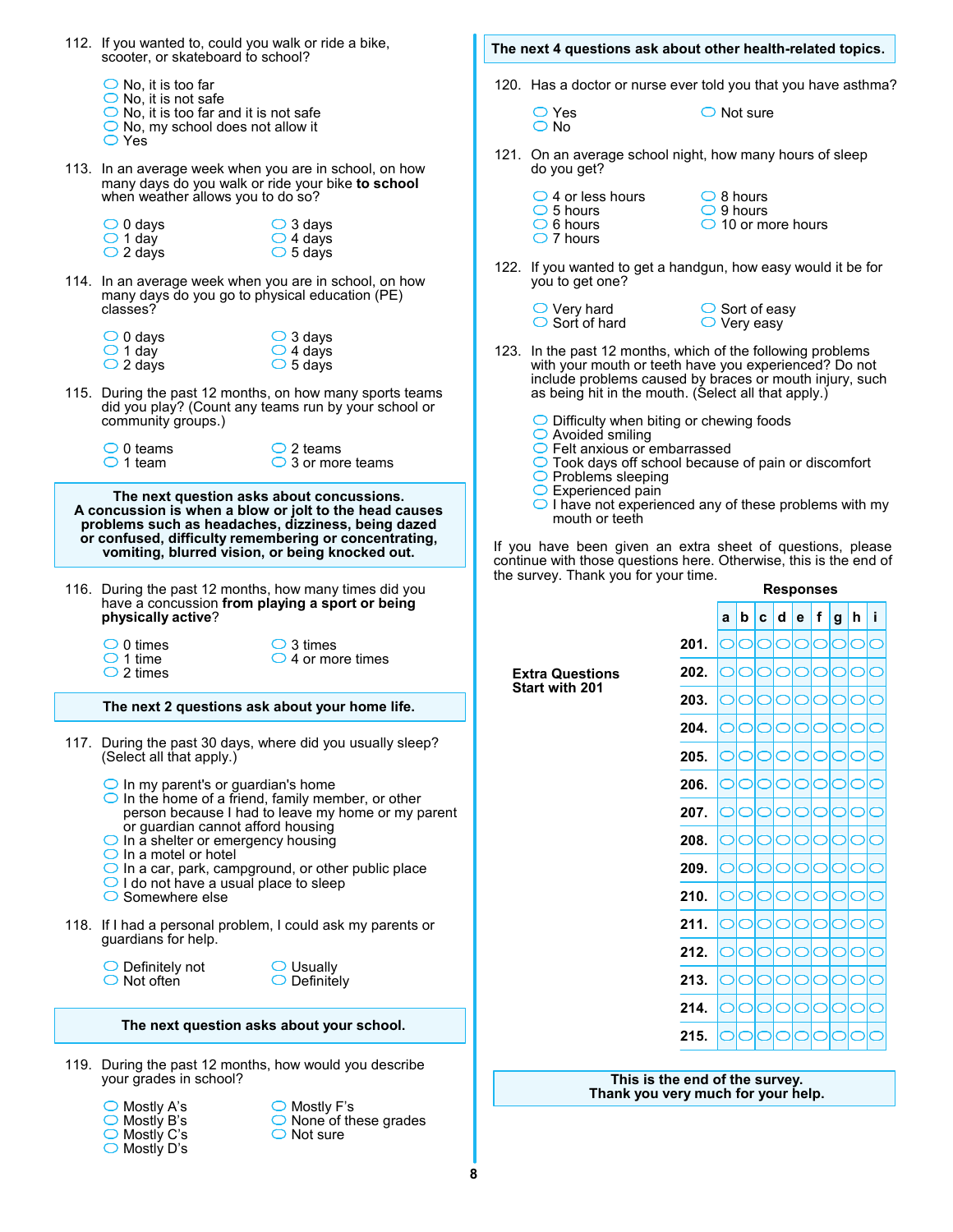112. If you wanted to, could you walk or ride a bike, scooter, or skateboard to school?

- No, it is too far
- No, it is not safe
- No, it is too far and it is not safe
- No, my school does not allow it
- Yes

113. In an average week when you are in school, on how many days do you walk or ride your bike **to school** when weather allows you to do so?

- 0 days
- 1 day
- 2 days
- 3 days
- 4 days
- 5 days

114. In an average week when you are in school, on how many days do you go to physical education (PE) classes?

- 0 days
- 1 day
- 2 days
- 3 days
- 4 days
- 5 days

115. During the past 12 months, on how many sports teams did you play? (Count any teams run by your school or community groups.)

- 0 teams
- 1 team
- 2 teams
- 3 or more teams

**The next question asks about concussions. A concussion is when a blow or jolt to the head causes problems such as headaches, dizziness, being dazed or confused, difficulty remembering or concentrating, vomiting, blurred vision, or being knocked out.**

116. During the past 12 months, how many times did you have a concussion **from playing a sport or being physically active**?

- 0 times
- 1 time
- 2 times
- 3 times
- 4 or more times

**The next 2 questions ask about your home life.**

117. During the past 30 days, where did you usually sleep? (Select all that apply.)

- In my parent's or guardian's home
- In the home of a friend, family member, or other person because I had to leave my home or my parent or guardian cannot afford housing
- In a shelter or emergency housing
- In a motel or hotel
- In a car, park, campground, or other public place
- I do not have a usual place to sleep
- Somewhere else

118. If I had a personal problem, I could ask my parents or guardians for help.

- Definitely not
- Not often
- Usually
- Definitely

**The next question asks about your school.**

119. During the past 12 months, how would you describe your grades in school?

- Mostly A's
- Mostly B's
- Mostly C's
- Mostly D's
- Mostly F's
- None of these grades
- Not sure

**The next 4 questions ask about other health-related topics.**

120. Has a doctor or nurse ever told you that you have asthma?

- Yes
- No
- Not sure

121. On an average school night, how many hours of sleep do you get?

- 4 or less hours
- 5 hours
- 6 hours
- 7 hours
- 8 hours
- 9 hours
- 10 or more hours

122. If you wanted to get a handgun, how easy would it be for you to get one?

- Very hard
- Sort of hard
- Sort of easy
- Very easy

123. In the past 12 months, which of the following problems with your mouth or teeth have you experienced? Do not include problems caused by braces or mouth injury, such as being hit in the mouth. (Select all that apply.)

- Difficulty when biting or chewing foods
- Avoided smiling
- Felt anxious or embarrassed
- Took days off school because of pain or discomfort
- Problems sleeping
- Experienced pain
- I have not experienced any of these problems with my mouth or teeth

If you have been given an extra sheet of questions, please continue with those questions here. Otherwise, this is the end of the survey. Thank you for your time.

**Extra Questions Start with 201**

**Responses**

| | a | b | c | d | e | f | g | h | i |
|---|---|---|---|---|---|---|---|---|---|
| **201.** | ○ | ○ | ○ | ○ | ○ | ○ | ○ | ○ | ○ |
| **202.** | ○ | ○ | ○ | ○ | ○ | ○ | ○ | ○ | ○ |
| **203.** | ○ | ○ | ○ | ○ | ○ | ○ | ○ | ○ | ○ |
| **204.** | ○ | ○ | ○ | ○ | ○ | ○ | ○ | ○ | ○ |
| **205.** | ○ | ○ | ○ | ○ | ○ | ○ | ○ | ○ | ○ |
| **206.** | ○ | ○ | ○ | ○ | ○ | ○ | ○ | ○ | ○ |
| **207.** | ○ | ○ | ○ | ○ | ○ | ○ | ○ | ○ | ○ |
| **208.** | ○ | ○ | ○ | ○ | ○ | ○ | ○ | ○ | ○ |
| **209.** | ○ | ○ | ○ | ○ | ○ | ○ | ○ | ○ | ○ |
| **210.** | ○ | ○ | ○ | ○ | ○ | ○ | ○ | ○ | ○ |
| **211.** | ○ | ○ | ○ | ○ | ○ | ○ | ○ | ○ | ○ |
| **212.** | ○ | ○ | ○ | ○ | ○ | ○ | ○ | ○ | ○ |
| **213.** | ○ | ○ | ○ | ○ | ○ | ○ | ○ | ○ | ○ |
| **214.** | ○ | ○ | ○ | ○ | ○ | ○ | ○ | ○ | ○ |
| **215.** | ○ | ○ | ○ | ○ | ○ | ○ | ○ | ○ | ○ |

**This is the end of the survey.
Thank you very much for your help.**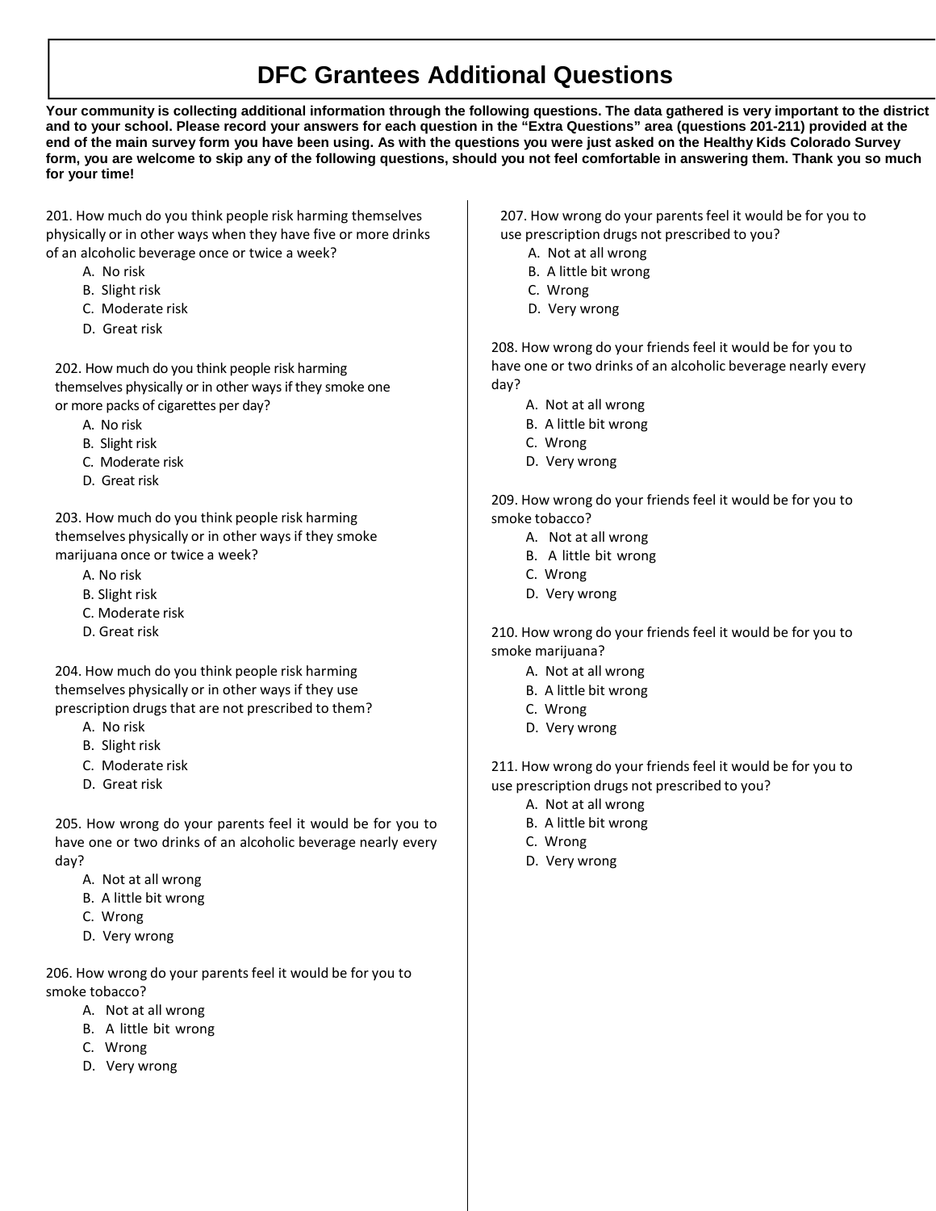# DFC Grantees Additional Questions

**Your community is collecting additional information through the following questions. The data gathered is very important to the district and to your school. Please record your answers for each question in the "Extra Questions" area (questions 201-211) provided at the end of the main survey form you have been using. As with the questions you were just asked on the Healthy Kids Colorado Survey form, you are welcome to skip any of the following questions, should you not feel comfortable in answering them. Thank you so much for your time!**

201. How much do you think people risk harming themselves physically or in other ways when they have five or more drinks of an alcoholic beverage once or twice a week?

   A. No risk
   B. Slight risk
   C. Moderate risk
   D. Great risk

202. How much do you think people risk harming themselves physically or in other ways if they smoke one or more packs of cigarettes per day?

   A. No risk
   B. Slight risk
   C. Moderate risk
   D. Great risk

203. How much do you think people risk harming themselves physically or in other ways if they smoke marijuana once or twice a week?

   A. No risk
   B. Slight risk
   C. Moderate risk
   D. Great risk

204. How much do you think people risk harming themselves physically or in other ways if they use prescription drugs that are not prescribed to them?

   A. No risk
   B. Slight risk
   C. Moderate risk
   D. Great risk

205. How wrong do your parents feel it would be for you to have one or two drinks of an alcoholic beverage nearly every day?

   A. Not at all wrong
   B. A little bit wrong
   C. Wrong
   D. Very wrong

206. How wrong do your parents feel it would be for you to smoke tobacco?

   A. Not at all wrong
   B. A little bit wrong
   C. Wrong
   D. Very wrong

207. How wrong do your parents feel it would be for you to use prescription drugs not prescribed to you?

   A. Not at all wrong
   B. A little bit wrong
   C. Wrong
   D. Very wrong

208. How wrong do your friends feel it would be for you to have one or two drinks of an alcoholic beverage nearly every day?

   A. Not at all wrong
   B. A little bit wrong
   C. Wrong
   D. Very wrong

209. How wrong do your friends feel it would be for you to smoke tobacco?

   A. Not at all wrong
   B. A little bit wrong
   C. Wrong
   D. Very wrong

210. How wrong do your friends feel it would be for you to smoke marijuana?

   A. Not at all wrong
   B. A little bit wrong
   C. Wrong
   D. Very wrong

211. How wrong do your friends feel it would be for you to use prescription drugs not prescribed to you?

   A. Not at all wrong
   B. A little bit wrong
   C. Wrong
   D. Very wrong